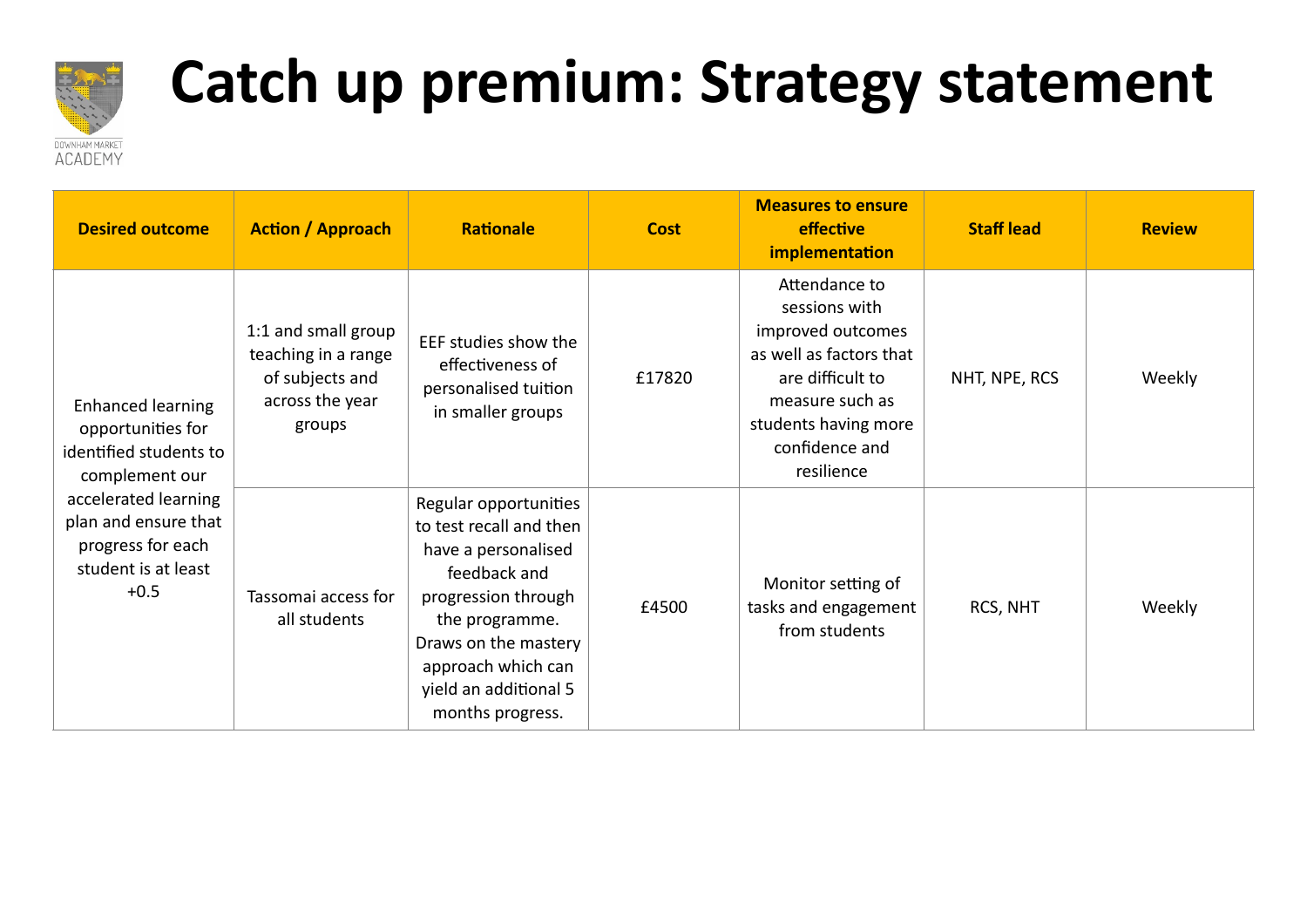DOWNHAM MARKET ACADEMY

# Catch up premium: Strategy statement

| Desired outcome | Action / Approach | Rationale | Cost | Measures to ensure effective implementation | Staff lead | Review |
|---|---|---|---|---|---|---|
| Enhanced learning opportunities for identified students to complement our accelerated learning plan and ensure that progress for each student is at least +0.5 | 1:1 and small group teaching in a range of subjects and across the year groups | EEF studies show the effectiveness of personalised tuition in smaller groups | £17820 | Attendance to sessions with improved outcomes as well as factors that are difficult to measure such as students having more confidence and resilience | NHT, NPE, RCS | Weekly |
| | Tassomai access for all students | Regular opportunities to test recall and then have a personalised feedback and progression through the programme. Draws on the mastery approach which can yield an additional 5 months progress. | £4500 | Monitor setting of tasks and engagement from students | RCS, NHT | Weekly |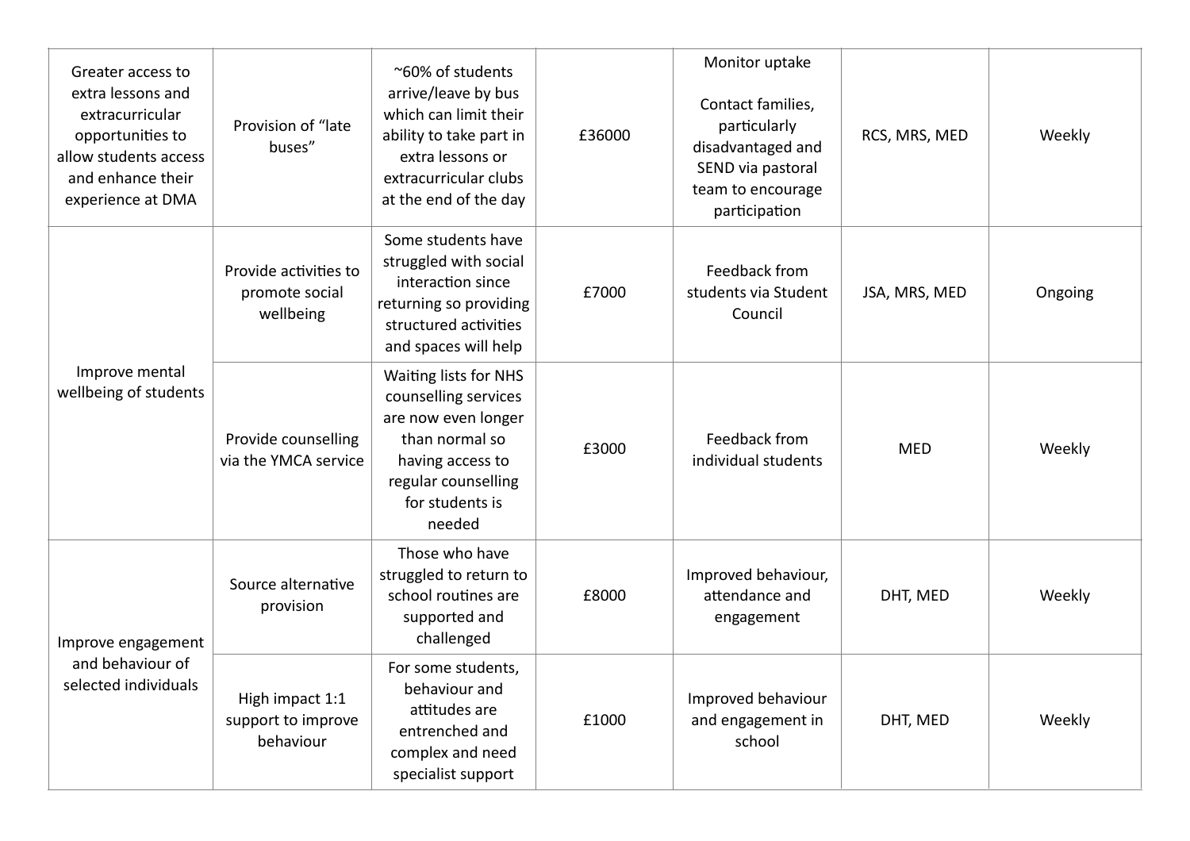| | | | | | | |
|---|---|---|---|---|---|---|
| Greater access to extra lessons and extracurricular opportunities to allow students access and enhance their experience at DMA | Provision of "late buses" | ~60% of students arrive/leave by bus which can limit their ability to take part in extra lessons or extracurricular clubs at the end of the day | £36000 | Monitor uptake<br><br>Contact families, particularly disadvantaged and SEND via pastoral team to encourage participation | RCS, MRS, MED | Weekly |
| Improve mental wellbeing of students | Provide activities to promote social wellbeing | Some students have struggled with social interaction since returning so providing structured activities and spaces will help | £7000 | Feedback from students via Student Council | JSA, MRS, MED | Ongoing |
| | Provide counselling via the YMCA service | Waiting lists for NHS counselling services are now even longer than normal so having access to regular counselling for students is needed | £3000 | Feedback from individual students | MED | Weekly |
| Improve engagement and behaviour of selected individuals | Source alternative provision | Those who have struggled to return to school routines are supported and challenged | £8000 | Improved behaviour, attendance and engagement | DHT, MED | Weekly |
| | High impact 1:1 support to improve behaviour | For some students, behaviour and attitudes are entrenched and complex and need specialist support | £1000 | Improved behaviour and engagement in school | DHT, MED | Weekly |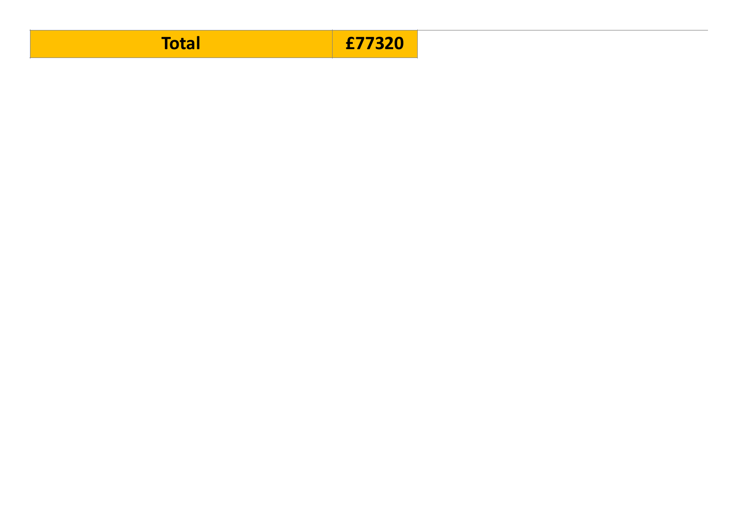| | |
|---|---|
| **Total** | **£77320** |